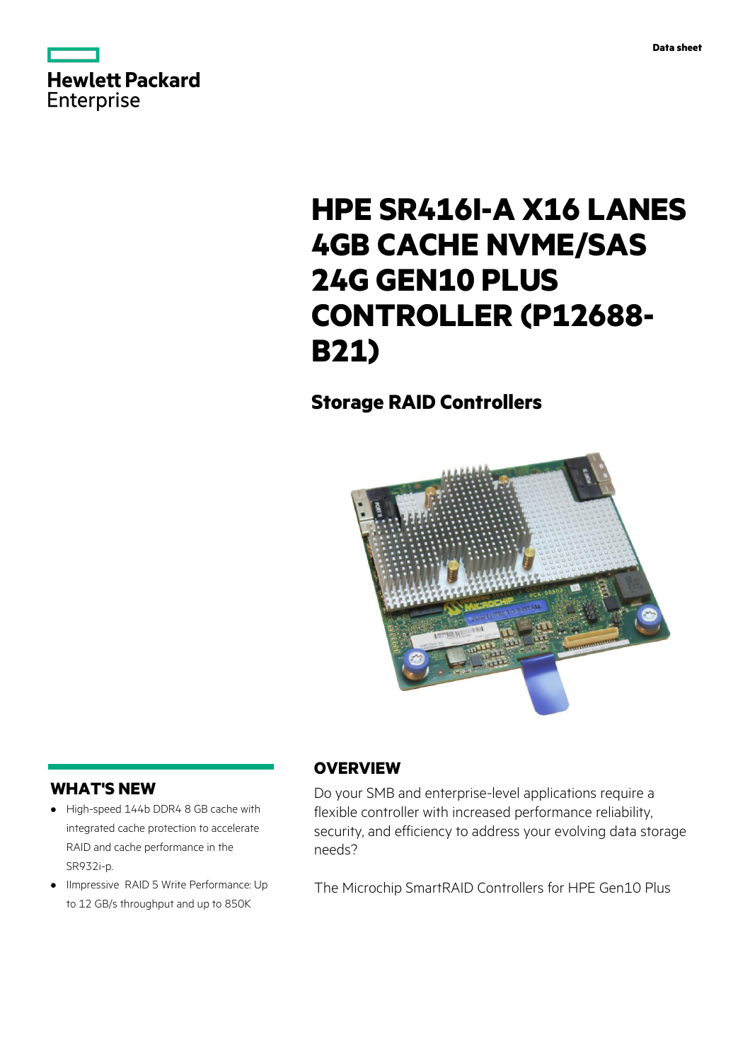Data sheet

# HPE SR416I-A X16 LANES 4GB CACHE NVME/SAS 24G GEN10 PLUS CONTROLLER (P12688-B21)

## Storage RAID Controllers

## WHAT'S NEW

- High-speed 144b DDR4 8 GB cache with integrated cache protection to accelerate RAID and cache performance in the SR932i-p.
- Ilmpressive  RAID 5 Write Performance: Up to 12 GB/s throughput and up to 850K

## OVERVIEW

Do your SMB and enterprise-level applications require a flexible controller with increased performance reliability, security, and efficiency to address your evolving data storage needs?

The Microchip SmartRAID Controllers for HPE Gen10 Plus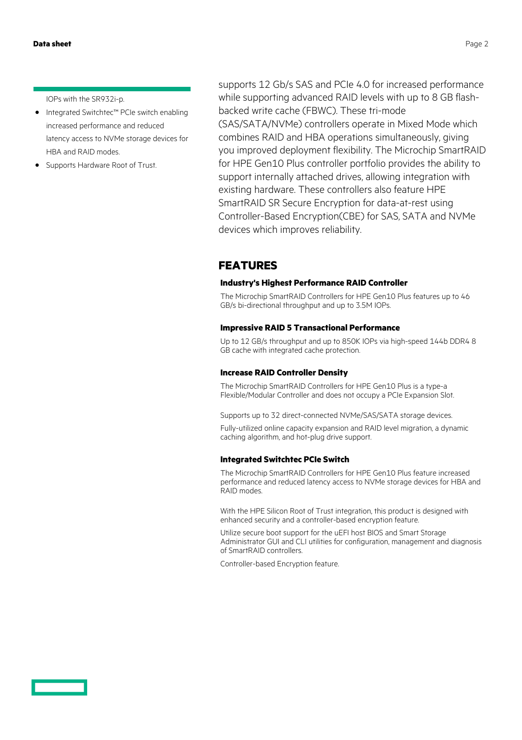IOPs with the SR932i-p.

- Integrated Switchtec™ PCIe switch enabling increased performance and reduced latency access to NVMe storage devices for HBA and RAID modes.
- Supports Hardware Root of Trust.

supports 12 Gb/s SAS and PCIe 4.0 for increased performance while supporting advanced RAID levels with up to 8 GB flash-backed write cache (FBWC). These tri-mode (SAS/SATA/NVMe) controllers operate in Mixed Mode which combines RAID and HBA operations simultaneously, giving you improved deployment flexibility. The Microchip SmartRAID for HPE Gen10 Plus controller portfolio provides the ability to support internally attached drives, allowing integration with existing hardware. These controllers also feature HPE SmartRAID SR Secure Encryption for data-at-rest using Controller-Based Encryption(CBE) for SAS, SATA and NVMe devices which improves reliability.

## FEATURES

### Industry's Highest Performance RAID Controller

The Microchip SmartRAID Controllers for HPE Gen10 Plus features up to 46 GB/s bi-directional throughput and up to 3.5M IOPs.

### Impressive RAID 5 Transactional Performance

Up to 12 GB/s throughput and up to 850K IOPs via high-speed 144b DDR4 8 GB cache with integrated cache protection.

### Increase RAID Controller Density

The Microchip SmartRAID Controllers for HPE Gen10 Plus is a type-a Flexible/Modular Controller and does not occupy a PCIe Expansion Slot.

Supports up to 32 direct-connected NVMe/SAS/SATA storage devices.

Fully-utilized online capacity expansion and RAID level migration, a dynamic caching algorithm, and hot-plug drive support.

### Integrated Switchtec PCIe Switch

The Microchip SmartRAID Controllers for HPE Gen10 Plus feature increased performance and reduced latency access to NVMe storage devices for HBA and RAID modes.

With the HPE Silicon Root of Trust integration, this product is designed with enhanced security and a controller-based encryption feature.

Utilize secure boot support for the uEFI host BIOS and Smart Storage Administrator GUI and CLI utilities for configuration, management and diagnosis of SmartRAID controllers.

Controller-based Encryption feature.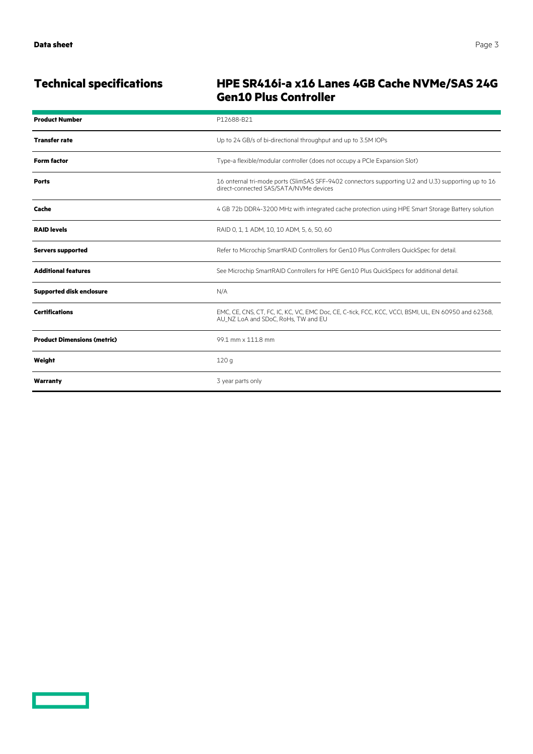## Technical specifications

### HPE SR416i-a x16 Lanes 4GB Cache NVMe/SAS 24G Gen10 Plus Controller

| | |
|---|---|
| **Product Number** | P12688-B21 |
| **Transfer rate** | Up to 24 GB/s of bi-directional throughput and up to 3.5M IOPs |
| **Form factor** | Type-a flexible/modular controller (does not occupy a PCIe Expansion Slot) |
| **Ports** | 16 onternal tri-mode ports (SlimSAS SFF-9402 connectors supporting U.2 and U.3) supporting up to 16 direct-connected SAS/SATA/NVMe devices |
| **Cache** | 4 GB 72b DDR4-3200 MHz with integrated cache protection using HPE Smart Storage Battery solution |
| **RAID levels** | RAID 0, 1, 1 ADM, 10, 10 ADM, 5, 6, 50, 60 |
| **Servers supported** | Refer to Microchip SmartRAID Controllers for Gen10 Plus Controllers QuickSpec for detail. |
| **Additional features** | See Microchip SmartRAID Controllers for HPE Gen10 Plus QuickSpecs for additional detail. |
| **Supported disk enclosure** | N/A |
| **Certifications** | EMC, CE, CNS, CT, FC, IC, KC, VC, EMC Doc, CE, C-tick, FCC, KCC, VCCI, BSMI, UL, EN 60950 and 62368, AU_NZ LoA and SDoC, RoHs, TW and EU |
| **Product Dimensions (metric)** | 99.1 mm x 111.8 mm |
| **Weight** | 120 g |
| **Warranty** | 3 year parts only |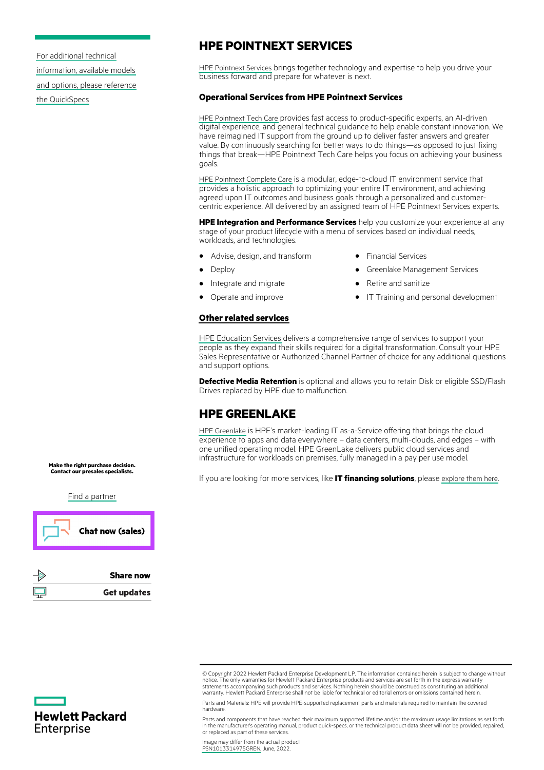For additional technical information, available models and options, please reference the QuickSpecs

## HPE POINTNEXT SERVICES

HPE Pointnext Services brings together technology and expertise to help you drive your business forward and prepare for whatever is next.

### Operational Services from HPE Pointnext Services

HPE Pointnext Tech Care provides fast access to product-specific experts, an AI-driven digital experience, and general technical guidance to help enable constant innovation. We have reimagined IT support from the ground up to deliver faster answers and greater value. By continuously searching for better ways to do things—as opposed to just fixing things that break—HPE Pointnext Tech Care helps you focus on achieving your business goals.

HPE Pointnext Complete Care is a modular, edge-to-cloud IT environment service that provides a holistic approach to optimizing your entire IT environment, and achieving agreed upon IT outcomes and business goals through a personalized and customer-centric experience. All delivered by an assigned team of HPE Pointnext Services experts.

**HPE Integration and Performance Services** help you customize your experience at any stage of your product lifecycle with a menu of services based on individual needs, workloads, and technologies.

- Advise, design, and transform
- Deploy
- Integrate and migrate
- Operate and improve
- Financial Services
- Greenlake Management Services
- Retire and sanitize
- IT Training and personal development

### Other related services

HPE Education Services delivers a comprehensive range of services to support your people as they expand their skills required for a digital transformation. Consult your HPE Sales Representative or Authorized Channel Partner of choice for any additional questions and support options.

**Defective Media Retention** is optional and allows you to retain Disk or eligible SSD/Flash Drives replaced by HPE due to malfunction.

## HPE GREENLAKE

HPE Greenlake is HPE's market-leading IT as-a-Service offering that brings the cloud experience to apps and data everywhere – data centers, multi-clouds, and edges – with one unified operating model. HPE GreenLake delivers public cloud services and infrastructure for workloads on premises, fully managed in a pay per use model.

If you are looking for more services, like **IT financing solutions**, please explore them here.

**Make the right purchase decision. Contact our presales specialists.**

Find a partner

**Chat now (sales)**

**Share now**

**Get updates**

© Copyright 2022 Hewlett Packard Enterprise Development LP. The information contained herein is subject to change without notice. The only warranties for Hewlett Packard Enterprise products and services are set forth in the express warranty statements accompanying such products and services. Nothing herein should be construed as constituting an additional warranty. Hewlett Packard Enterprise shall not be liable for technical or editorial errors or omissions contained herein.

Parts and Materials: HPE will provide HPE-supported replacement parts and materials required to maintain the covered hardware.

Parts and components that have reached their maximum supported lifetime and/or the maximum usage limitations as set forth in the manufacturer's operating manual, product quick-specs, or the technical product data sheet will not be provided, repaired, or replaced as part of these services.

Image may differ from the actual product

PSN1013314975GREN, June, 2022.

**Hewlett Packard**
Enterprise